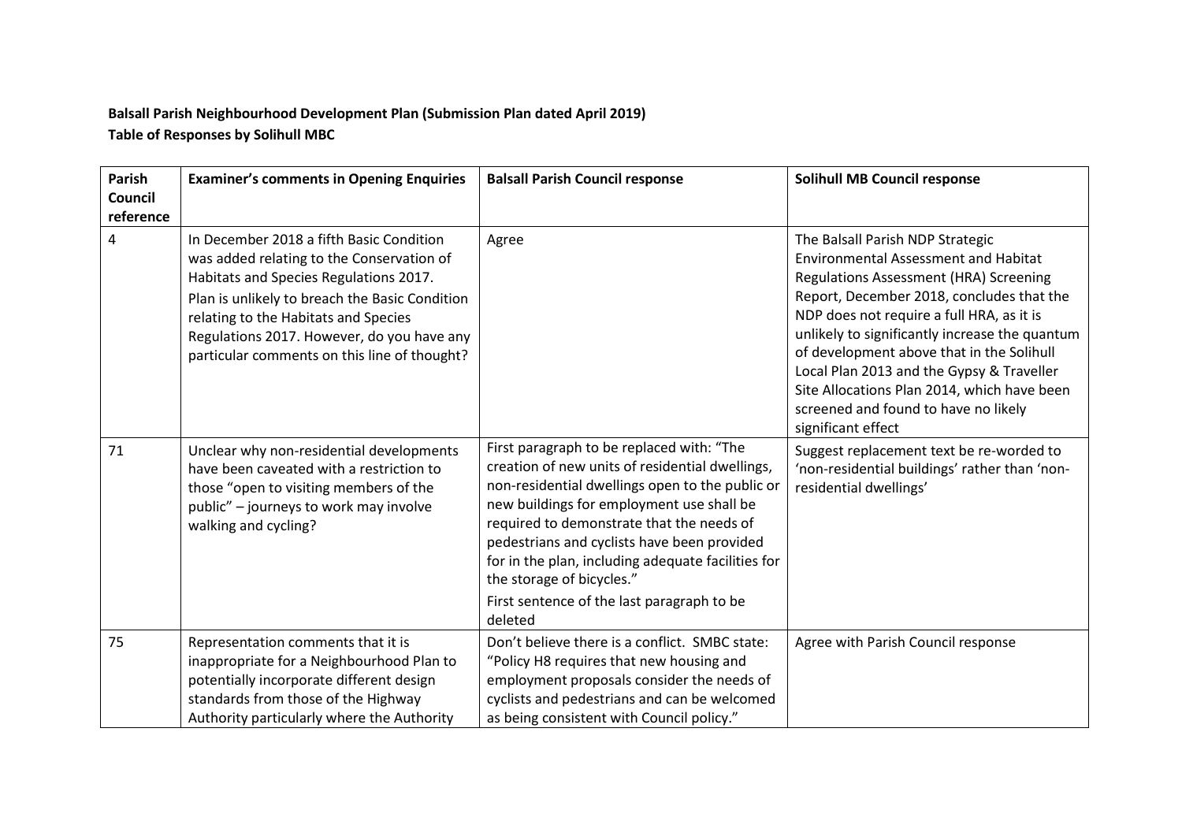**Balsall Parish Neighbourhood Development Plan (Submission Plan dated April 2019)**
**Table of Responses by Solihull MBC**

| Parish Council reference | Examiner's comments in Opening Enquiries | Balsall Parish Council response | Solihull MB Council response |
|---|---|---|---|
| 4 | In December 2018 a fifth Basic Condition was added relating to the Conservation of Habitats and Species Regulations 2017. Plan is unlikely to breach the Basic Condition relating to the Habitats and Species Regulations 2017. However, do you have any particular comments on this line of thought? | Agree | The Balsall Parish NDP Strategic Environmental Assessment and Habitat Regulations Assessment (HRA) Screening Report, December 2018, concludes that the NDP does not require a full HRA, as it is unlikely to significantly increase the quantum of development above that in the Solihull Local Plan 2013 and the Gypsy & Traveller Site Allocations Plan 2014, which have been screened and found to have no likely significant effect |
| 71 | Unclear why non-residential developments have been caveated with a restriction to those "open to visiting members of the public" – journeys to work may involve walking and cycling? | First paragraph to be replaced with: "The creation of new units of residential dwellings, non-residential dwellings open to the public or new buildings for employment use shall be required to demonstrate that the needs of pedestrians and cyclists have been provided for in the plan, including adequate facilities for the storage of bicycles."<br>First sentence of the last paragraph to be deleted | Suggest replacement text be re-worded to 'non-residential buildings' rather than 'non-residential dwellings' |
| 75 | Representation comments that it is inappropriate for a Neighbourhood Plan to potentially incorporate different design standards from those of the Highway Authority particularly where the Authority | Don't believe there is a conflict. SMBC state: "Policy H8 requires that new housing and employment proposals consider the needs of cyclists and pedestrians and can be welcomed as being consistent with Council policy." | Agree with Parish Council response |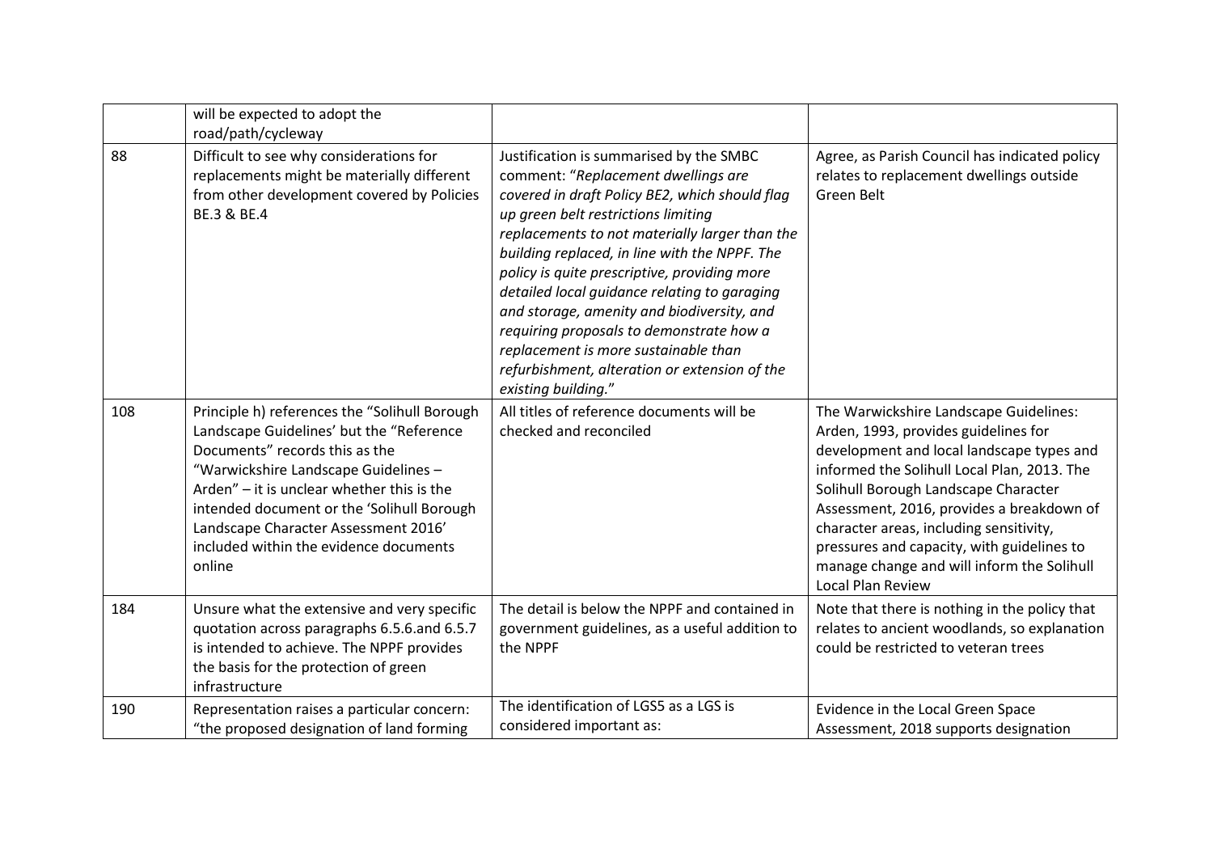| | | | |
|---|---|---|---|
| | will be expected to adopt the road/path/cycleway | | |
| 88 | Difficult to see why considerations for replacements might be materially different from other development covered by Policies BE.3 & BE.4 | Justification is summarised by the SMBC comment: "*Replacement dwellings are covered in draft Policy BE2, which should flag up green belt restrictions limiting replacements to not materially larger than the building replaced, in line with the NPPF. The policy is quite prescriptive, providing more detailed local guidance relating to garaging and storage, amenity and biodiversity, and requiring proposals to demonstrate how a replacement is more sustainable than refurbishment, alteration or extension of the existing building.*" | Agree, as Parish Council has indicated policy relates to replacement dwellings outside Green Belt |
| 108 | Principle h) references the "Solihull Borough Landscape Guidelines' but the "Reference Documents" records this as the "Warwickshire Landscape Guidelines – Arden" – it is unclear whether this is the intended document or the 'Solihull Borough Landscape Character Assessment 2016' included within the evidence documents online | All titles of reference documents will be checked and reconciled | The Warwickshire Landscape Guidelines: Arden, 1993, provides guidelines for development and local landscape types and informed the Solihull Local Plan, 2013. The Solihull Borough Landscape Character Assessment, 2016, provides a breakdown of character areas, including sensitivity, pressures and capacity, with guidelines to manage change and will inform the Solihull Local Plan Review |
| 184 | Unsure what the extensive and very specific quotation across paragraphs 6.5.6.and 6.5.7 is intended to achieve. The NPPF provides the basis for the protection of green infrastructure | The detail is below the NPPF and contained in government guidelines, as a useful addition to the NPPF | Note that there is nothing in the policy that relates to ancient woodlands, so explanation could be restricted to veteran trees |
| 190 | Representation raises a particular concern: "the proposed designation of land forming | The identification of LGS5 as a LGS is considered important as: | Evidence in the Local Green Space Assessment, 2018 supports designation |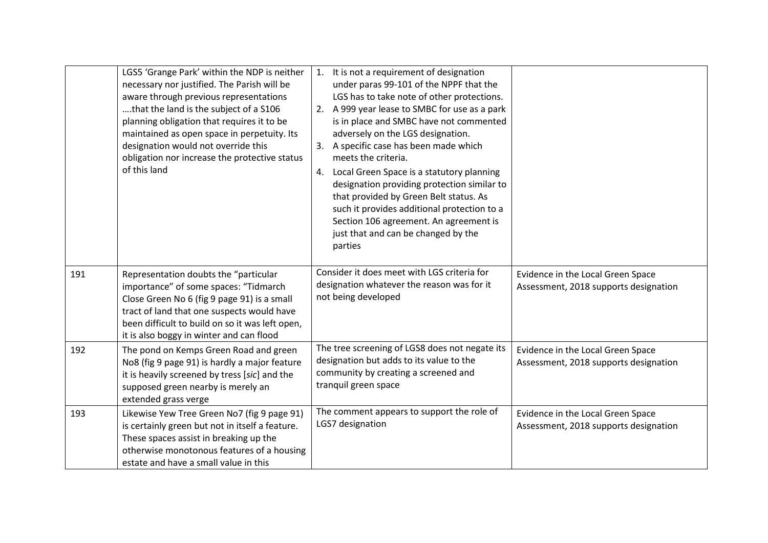| | | | |
|---|---|---|---|
| | LGS5 'Grange Park' within the NDP is neither necessary nor justified. The Parish will be aware through previous representations ….that the land is the subject of a S106 planning obligation that requires it to be maintained as open space in perpetuity. Its designation would not override this obligation nor increase the protective status of this land | 1. It is not a requirement of designation under paras 99-101 of the NPPF that the LGS has to take note of other protections.<br>2. A 999 year lease to SMBC for use as a park is in place and SMBC have not commented adversely on the LGS designation.<br>3. A specific case has been made which meets the criteria.<br>4. Local Green Space is a statutory planning designation providing protection similar to that provided by Green Belt status. As such it provides additional protection to a Section 106 agreement. An agreement is just that and can be changed by the parties | |
| 191 | Representation doubts the "particular importance" of some spaces: "Tidmarch Close Green No 6 (fig 9 page 91) is a small tract of land that one suspects would have been difficult to build on so it was left open, it is also boggy in winter and can flood | Consider it does meet with LGS criteria for designation whatever the reason was for it not being developed | Evidence in the Local Green Space Assessment, 2018 supports designation |
| 192 | The pond on Kemps Green Road and green No8 (fig 9 page 91) is hardly a major feature it is heavily screened by tress [*sic*] and the supposed green nearby is merely an extended grass verge | The tree screening of LGS8 does not negate its designation but adds to its value to the community by creating a screened and tranquil green space | Evidence in the Local Green Space Assessment, 2018 supports designation |
| 193 | Likewise Yew Tree Green No7 (fig 9 page 91) is certainly green but not in itself a feature. These spaces assist in breaking up the otherwise monotonous features of a housing estate and have a small value in this | The comment appears to support the role of LGS7 designation | Evidence in the Local Green Space Assessment, 2018 supports designation |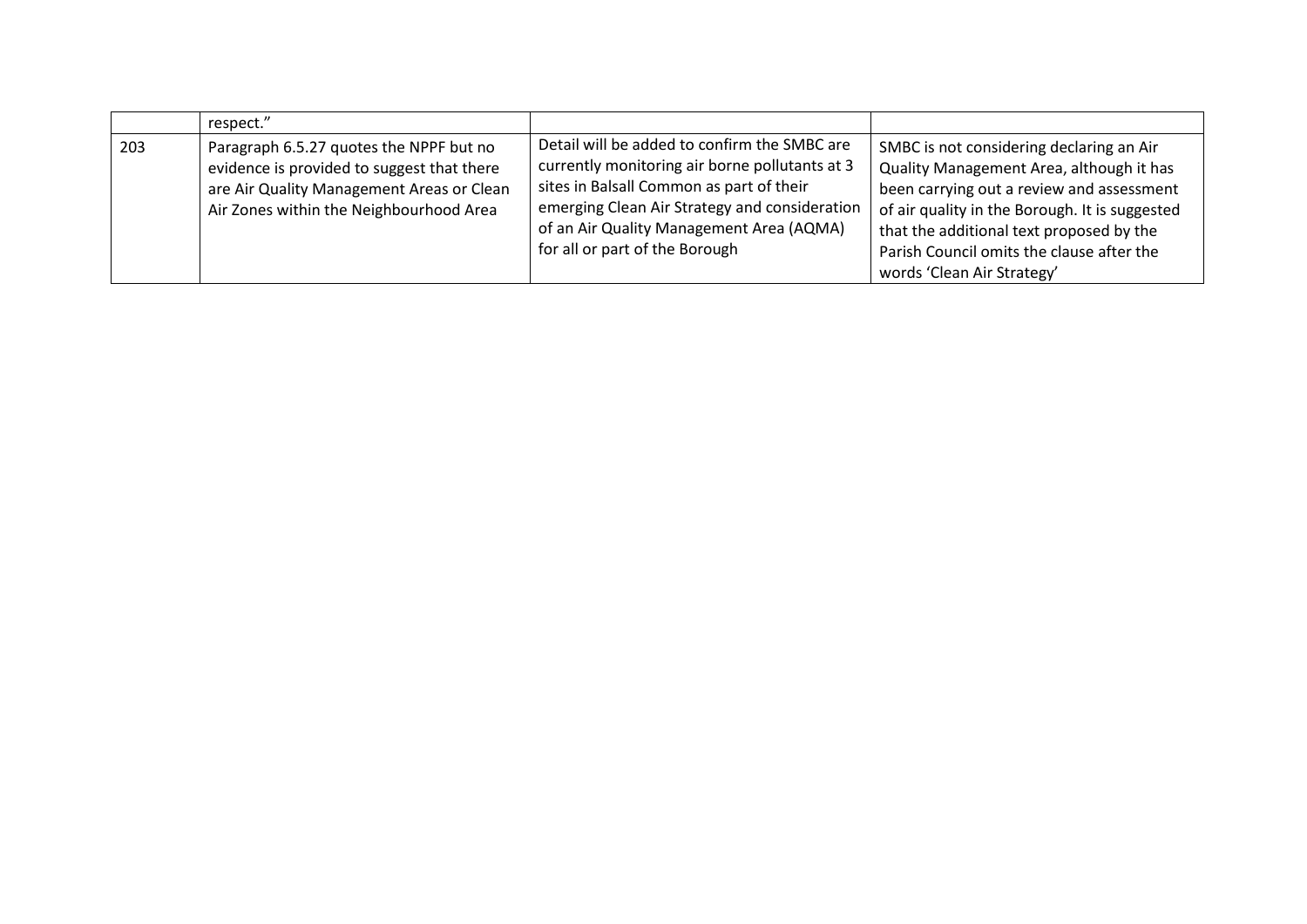| | | | |
|---|---|---|---|
| | respect." | | |
| 203 | Paragraph 6.5.27 quotes the NPPF but no evidence is provided to suggest that there are Air Quality Management Areas or Clean Air Zones within the Neighbourhood Area | Detail will be added to confirm the SMBC are currently monitoring air borne pollutants at 3 sites in Balsall Common as part of their emerging Clean Air Strategy and consideration of an Air Quality Management Area (AQMA) for all or part of the Borough | SMBC is not considering declaring an Air Quality Management Area, although it has been carrying out a review and assessment of air quality in the Borough. It is suggested that the additional text proposed by the Parish Council omits the clause after the words 'Clean Air Strategy' |